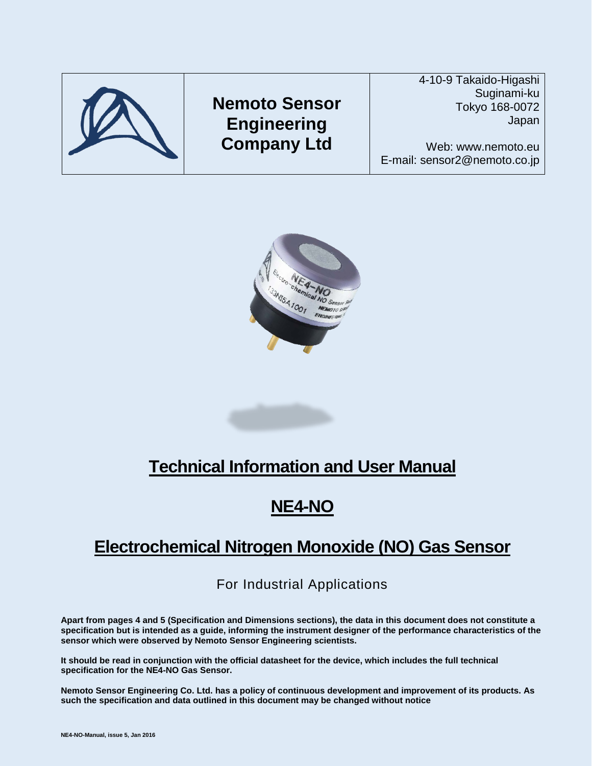| | **Nemoto Sensor Engineering Company Ltd** | 4-10-9 Takaido-Higashi<br>Suginami-ku<br>Tokyo 168-0072<br>Japan<br><br>Web: www.nemoto.eu<br>E-mail: sensor2@nemoto.co.jp |
|---|---|---|

# Technical Information and User Manual

# NE4-NO

# Electrochemical Nitrogen Monoxide (NO) Gas Sensor

For Industrial Applications

**Apart from pages 4 and 5 (Specification and Dimensions sections), the data in this document does not constitute a specification but is intended as a guide, informing the instrument designer of the performance characteristics of the sensor which were observed by Nemoto Sensor Engineering scientists.**

**It should be read in conjunction with the official datasheet for the device, which includes the full technical specification for the NE4-NO Gas Sensor.**

**Nemoto Sensor Engineering Co. Ltd. has a policy of continuous development and improvement of its products. As such the specification and data outlined in this document may be changed without notice**

**NE4-NO-Manual, issue 5, Jan 2016**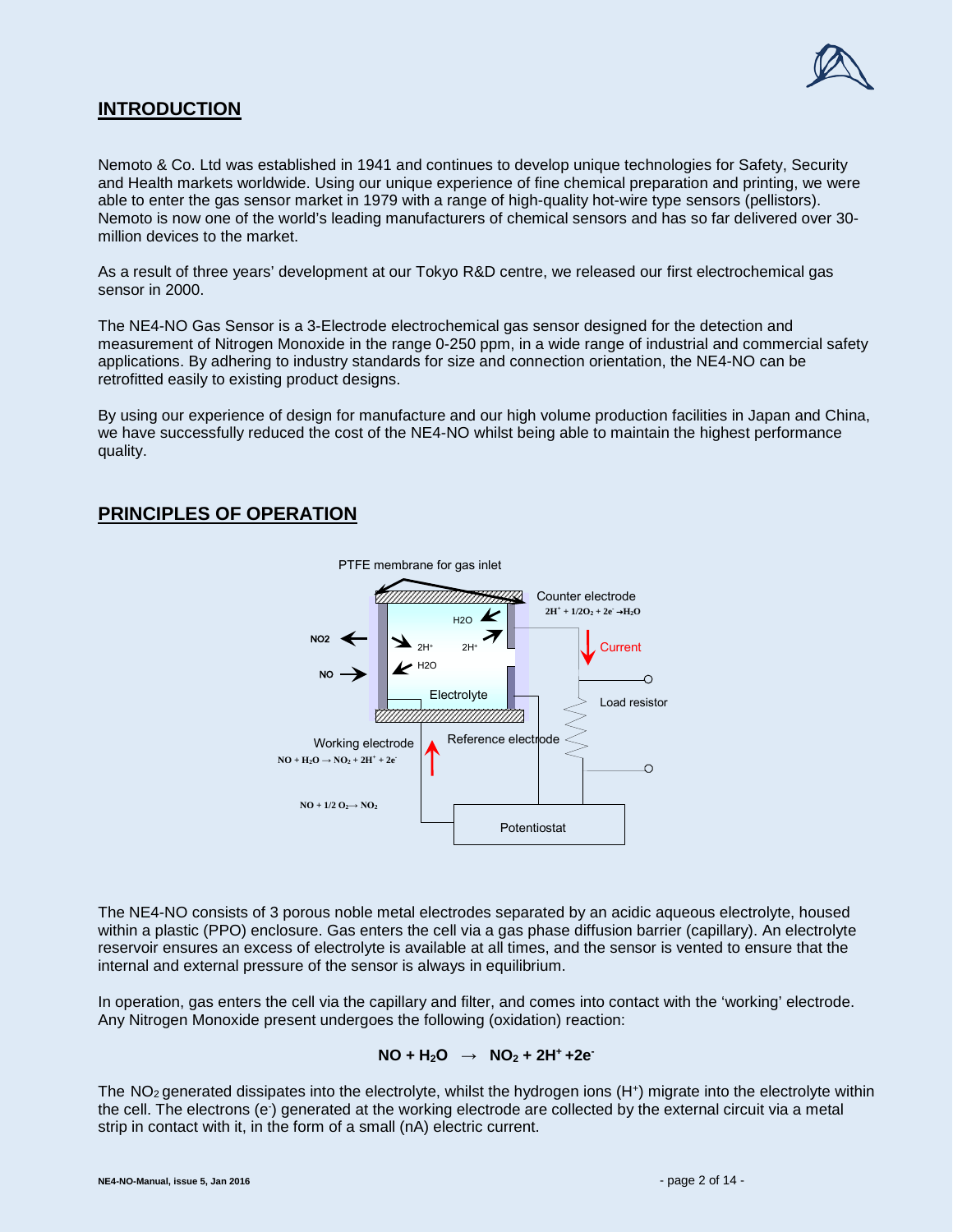## INTRODUCTION

Nemoto & Co. Ltd was established in 1941 and continues to develop unique technologies for Safety, Security and Health markets worldwide. Using our unique experience of fine chemical preparation and printing, we were able to enter the gas sensor market in 1979 with a range of high-quality hot-wire type sensors (pellistors). Nemoto is now one of the world's leading manufacturers of chemical sensors and has so far delivered over 30-million devices to the market.

As a result of three years' development at our Tokyo R&D centre, we released our first electrochemical gas sensor in 2000.

The NE4-NO Gas Sensor is a 3-Electrode electrochemical gas sensor designed for the detection and measurement of Nitrogen Monoxide in the range 0-250 ppm, in a wide range of industrial and commercial safety applications. By adhering to industry standards for size and connection orientation, the NE4-NO can be retrofitted easily to existing product designs.

By using our experience of design for manufacture and our high volume production facilities in Japan and China, we have successfully reduced the cost of the NE4-NO whilst being able to maintain the highest performance quality.

## PRINCIPLES OF OPERATION

PTFE membrane for gas inlet

Counter electrode $2H^+ + 1/2O_2 + 2e^- \rightarrow H_2O$

Current

Load resistor

Electrolyte

Reference electrode

Working electrode $NO + H_2O \rightarrow NO_2 + 2H^+ + 2e^-$

$NO + 1/2\ O_2 \rightarrow NO_2$

Potentiostat

The NE4-NO consists of 3 porous noble metal electrodes separated by an acidic aqueous electrolyte, housed within a plastic (PPO) enclosure. Gas enters the cell via a gas phase diffusion barrier (capillary). An electrolyte reservoir ensures an excess of electrolyte is available at all times, and the sensor is vented to ensure that the internal and external pressure of the sensor is always in equilibrium.

In operation, gas enters the cell via the capillary and filter, and comes into contact with the 'working' electrode. Any Nitrogen Monoxide present undergoes the following (oxidation) reaction:

$$NO + H_2O \rightarrow NO_2 + 2H^+ + 2e^-$$

The $NO_2$ generated dissipates into the electrolyte, whilst the hydrogen ions ($H^+$) migrate into the electrolyte within the cell. The electrons ($e^-$) generated at the working electrode are collected by the external circuit via a metal strip in contact with it, in the form of a small (nA) electric current.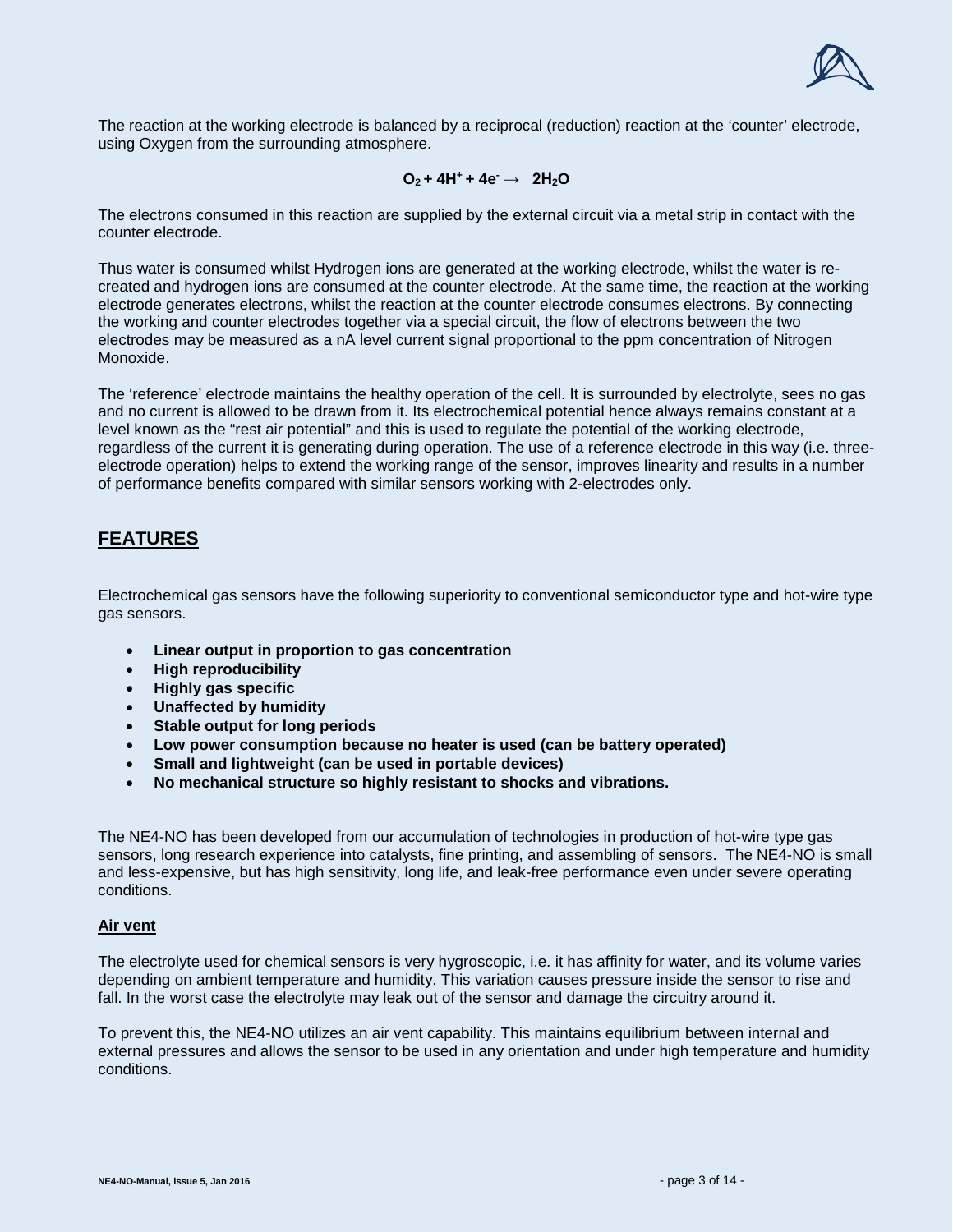The reaction at the working electrode is balanced by a reciprocal (reduction) reaction at the 'counter' electrode, using Oxygen from the surrounding atmosphere.

$$O_2 + 4H^+ + 4e^- \rightarrow 2H_2O$$

The electrons consumed in this reaction are supplied by the external circuit via a metal strip in contact with the counter electrode.

Thus water is consumed whilst Hydrogen ions are generated at the working electrode, whilst the water is re-created and hydrogen ions are consumed at the counter electrode. At the same time, the reaction at the working electrode generates electrons, whilst the reaction at the counter electrode consumes electrons. By connecting the working and counter electrodes together via a special circuit, the flow of electrons between the two electrodes may be measured as a nA level current signal proportional to the ppm concentration of Nitrogen Monoxide.

The 'reference' electrode maintains the healthy operation of the cell. It is surrounded by electrolyte, sees no gas and no current is allowed to be drawn from it. Its electrochemical potential hence always remains constant at a level known as the "rest air potential" and this is used to regulate the potential of the working electrode, regardless of the current it is generating during operation. The use of a reference electrode in this way (i.e. three-electrode operation) helps to extend the working range of the sensor, improves linearity and results in a number of performance benefits compared with similar sensors working with 2-electrodes only.

## FEATURES

Electrochemical gas sensors have the following superiority to conventional semiconductor type and hot-wire type gas sensors.

- **Linear output in proportion to gas concentration**
- **High reproducibility**
- **Highly gas specific**
- **Unaffected by humidity**
- **Stable output for long periods**
- **Low power consumption because no heater is used (can be battery operated)**
- **Small and lightweight (can be used in portable devices)**
- **No mechanical structure so highly resistant to shocks and vibrations.**

The NE4-NO has been developed from our accumulation of technologies in production of hot-wire type gas sensors, long research experience into catalysts, fine printing, and assembling of sensors. The NE4-NO is small and less-expensive, but has high sensitivity, long life, and leak-free performance even under severe operating conditions.

### Air vent

The electrolyte used for chemical sensors is very hygroscopic, i.e. it has affinity for water, and its volume varies depending on ambient temperature and humidity. This variation causes pressure inside the sensor to rise and fall. In the worst case the electrolyte may leak out of the sensor and damage the circuitry around it.

To prevent this, the NE4-NO utilizes an air vent capability. This maintains equilibrium between internal and external pressures and allows the sensor to be used in any orientation and under high temperature and humidity conditions.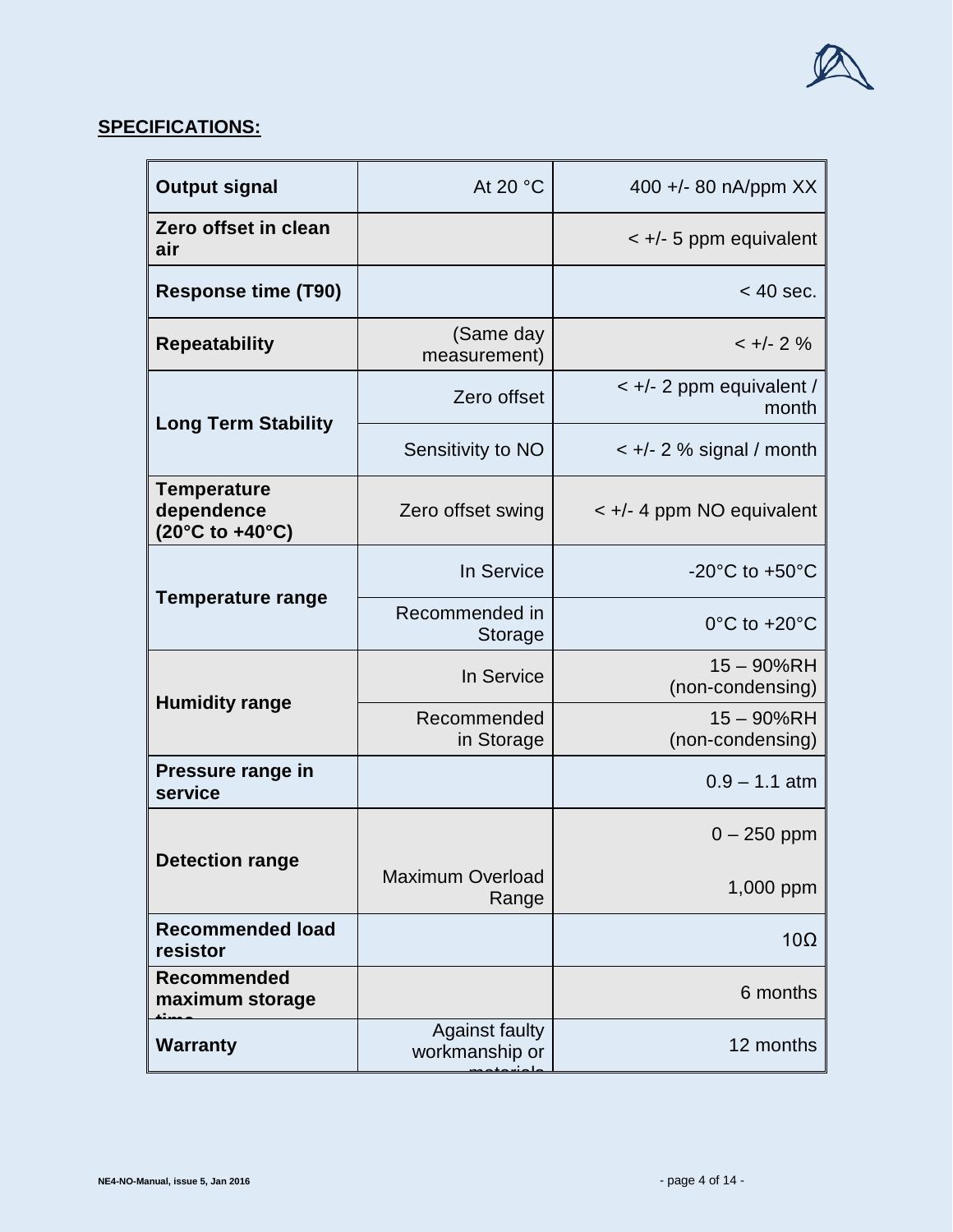## SPECIFICATIONS:

| | | |
|---|---|---|
| **Output signal** | At 20 °C | 400 +/- 80 nA/ppm XX |
| **Zero offset in clean air** | | < +/- 5 ppm equivalent |
| **Response time (T90)** | | < 40 sec. |
| **Repeatability** | (Same day measurement) | < +/- 2 % |
| **Long Term Stability** | Zero offset | < +/- 2 ppm equivalent / month |
| | Sensitivity to NO | < +/- 2 % signal / month |
| **Temperature dependence (20°C to +40°C)** | Zero offset swing | < +/- 4 ppm NO equivalent |
| **Temperature range** | In Service | -20°C to +50°C |
| | Recommended in Storage | 0°C to +20°C |
| **Humidity range** | In Service | 15 – 90%RH (non-condensing) |
| | Recommended in Storage | 15 – 90%RH (non-condensing) |
| **Pressure range in service** | | 0.9 – 1.1 atm |
| **Detection range** | | 0 – 250 ppm |
| | Maximum Overload Range | 1,000 ppm |
| **Recommended load resistor** | | 10Ω |
| **Recommended maximum storage time** | | 6 months |
| **Warranty** | Against faulty workmanship or materials | 12 months |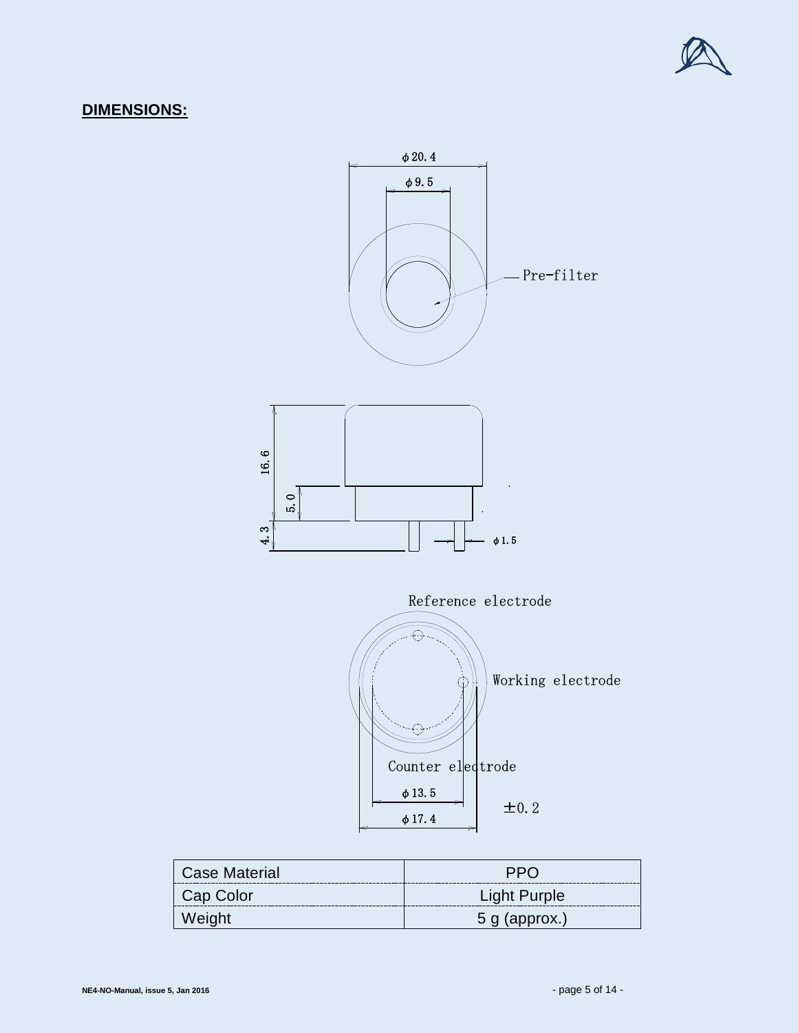## DIMENSIONS:

ϕ20.4

ϕ9.5

Pre-filter

16.6

5.0

4.3

ϕ1.5

Reference electrode

Working electrode

Counter electrode

ϕ13.5

ϕ17.4

±0.2

| Case Material | PPO |
|---|---|
| Cap Color | Light Purple |
| Weight | 5 g (approx.) |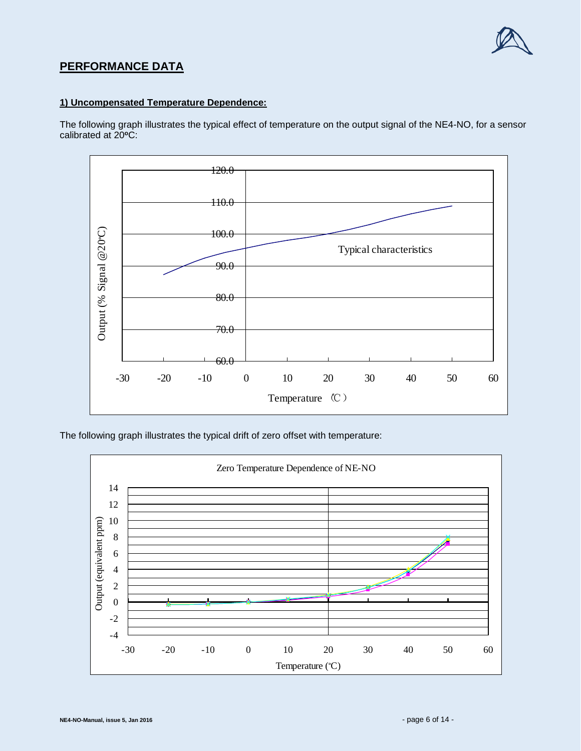## PERFORMANCE DATA

### 1) Uncompensated Temperature Dependence:

The following graph illustrates the typical effect of temperature on the output signal of the NE4-NO, for a sensor calibrated at 20ºC:

The following graph illustrates the typical drift of zero offset with temperature: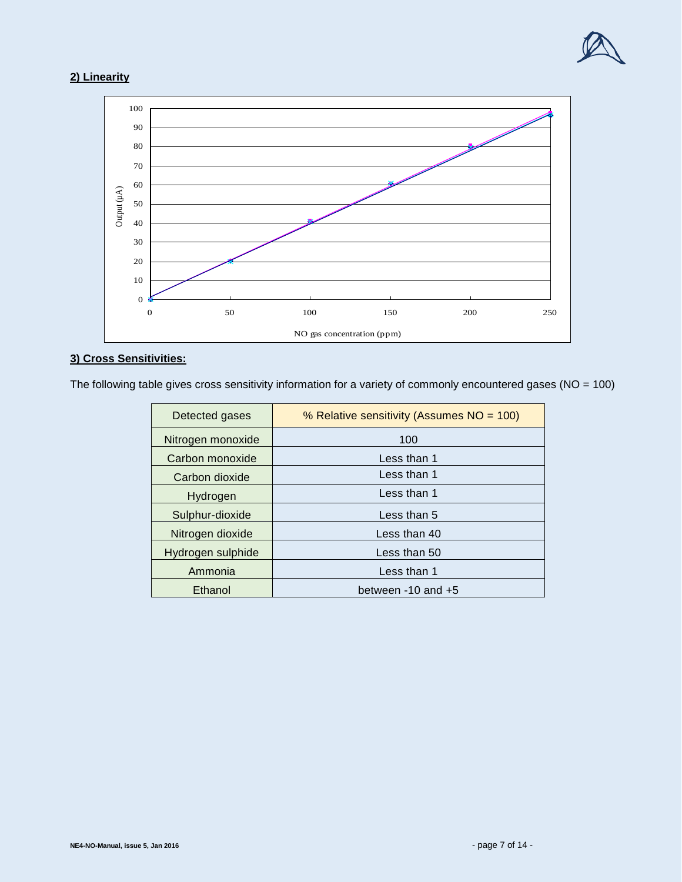**2) Linearity**

**3) Cross Sensitivities:**

The following table gives cross sensitivity information for a variety of commonly encountered gases (NO = 100)

| Detected gases | % Relative sensitivity (Assumes NO = 100) |
|---|---|
| Nitrogen monoxide | 100 |
| Carbon monoxide | Less than 1 |
| Carbon dioxide | Less than 1 |
| Hydrogen | Less than 1 |
| Sulphur-dioxide | Less than 5 |
| Nitrogen dioxide | Less than 40 |
| Hydrogen sulphide | Less than 50 |
| Ammonia | Less than 1 |
| Ethanol | between -10 and +5 |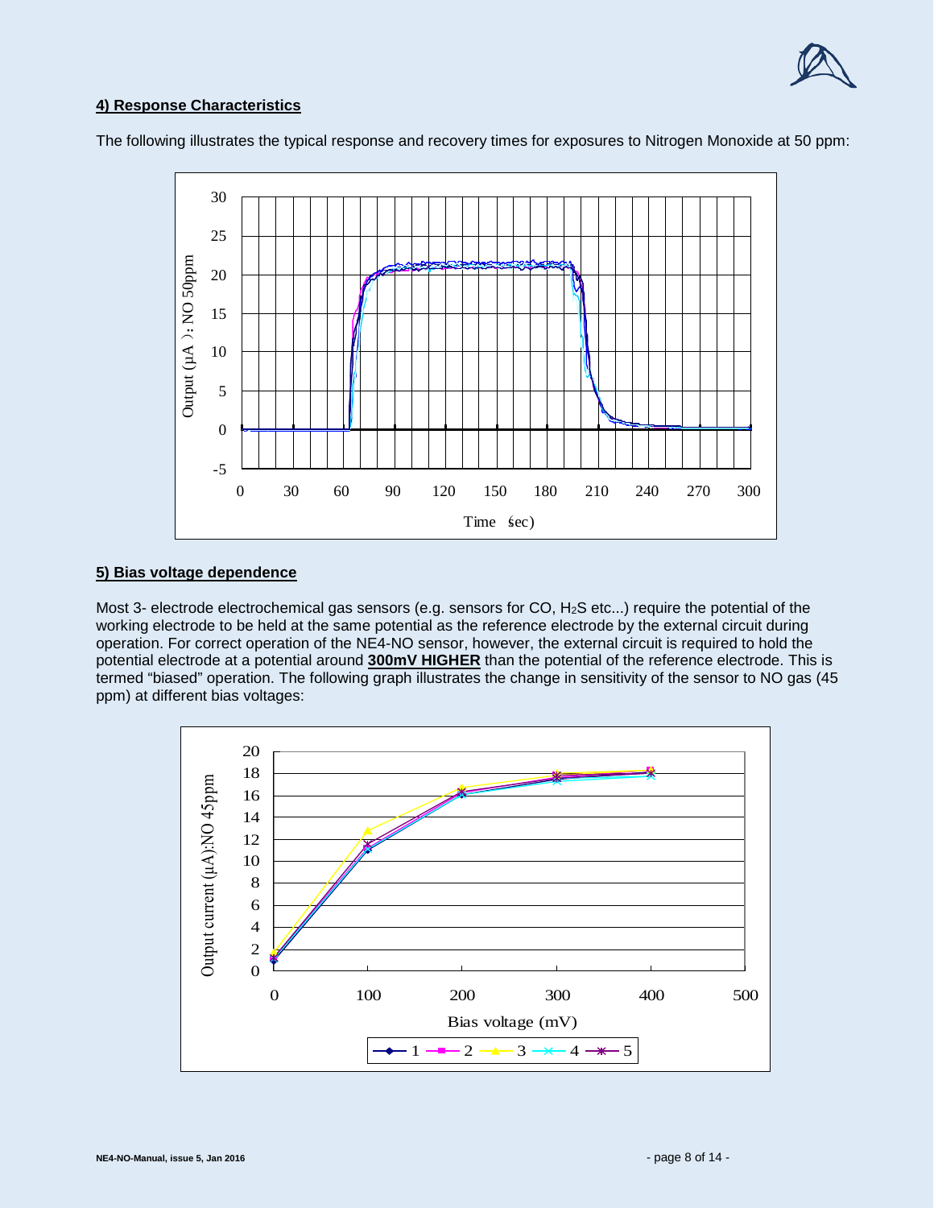**4) Response Characteristics**

The following illustrates the typical response and recovery times for exposures to Nitrogen Monoxide at 50 ppm:

**5) Bias voltage dependence**

Most 3- electrode electrochemical gas sensors (e.g. sensors for CO, $H_2S$ etc...) require the potential of the working electrode to be held at the same potential as the reference electrode by the external circuit during operation. For correct operation of the NE4-NO sensor, however, the external circuit is required to hold the potential electrode at a potential around **300mV HIGHER** than the potential of the reference electrode. This is termed "biased" operation. The following graph illustrates the change in sensitivity of the sensor to NO gas (45 ppm) at different bias voltages: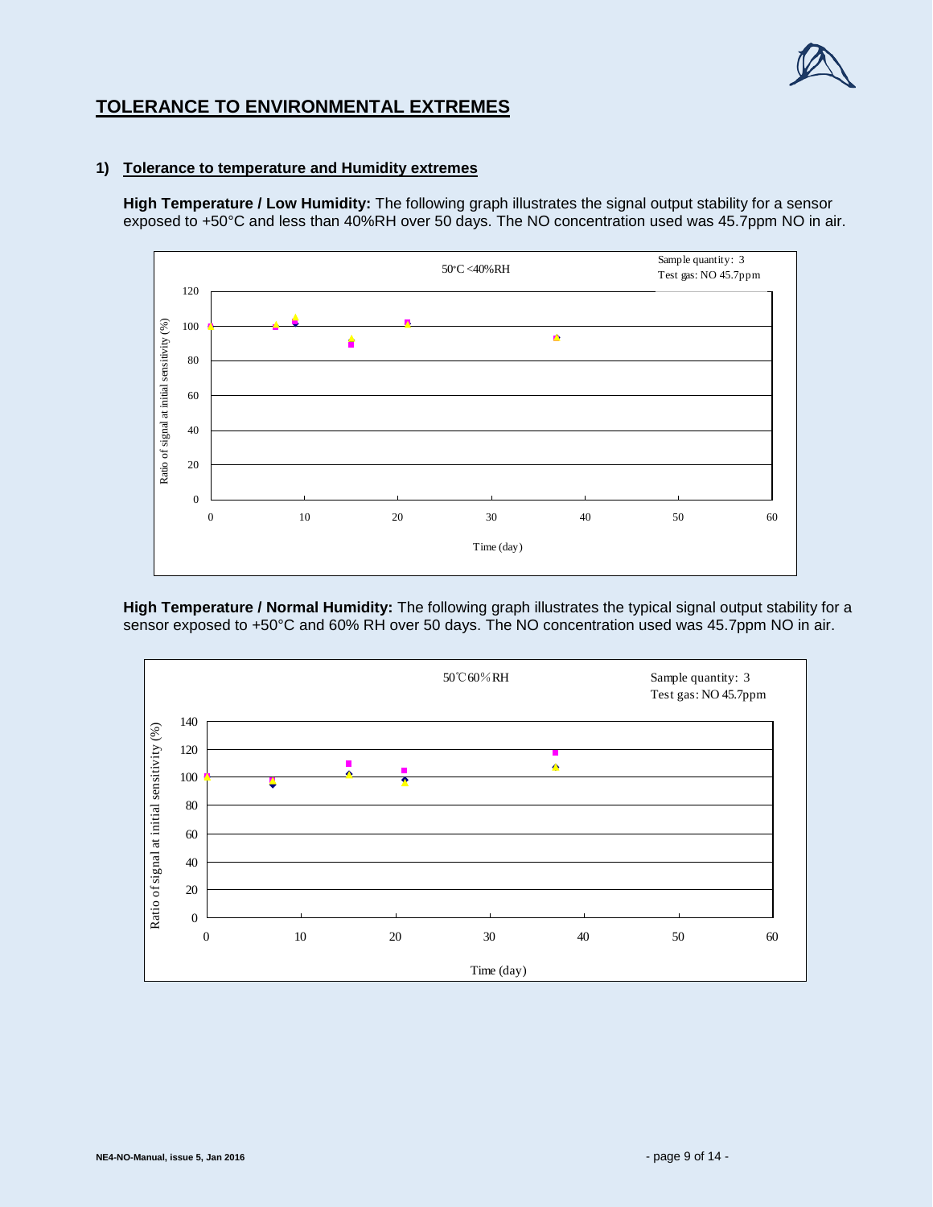# TOLERANCE TO ENVIRONMENTAL EXTREMES

## 1) Tolerance to temperature and Humidity extremes

**High Temperature / Low Humidity:** The following graph illustrates the signal output stability for a sensor exposed to +50°C and less than 40%RH over 50 days. The NO concentration used was 45.7ppm NO in air.

**High Temperature / Normal Humidity:** The following graph illustrates the typical signal output stability for a sensor exposed to +50°C and 60% RH over 50 days. The NO concentration used was 45.7ppm NO in air.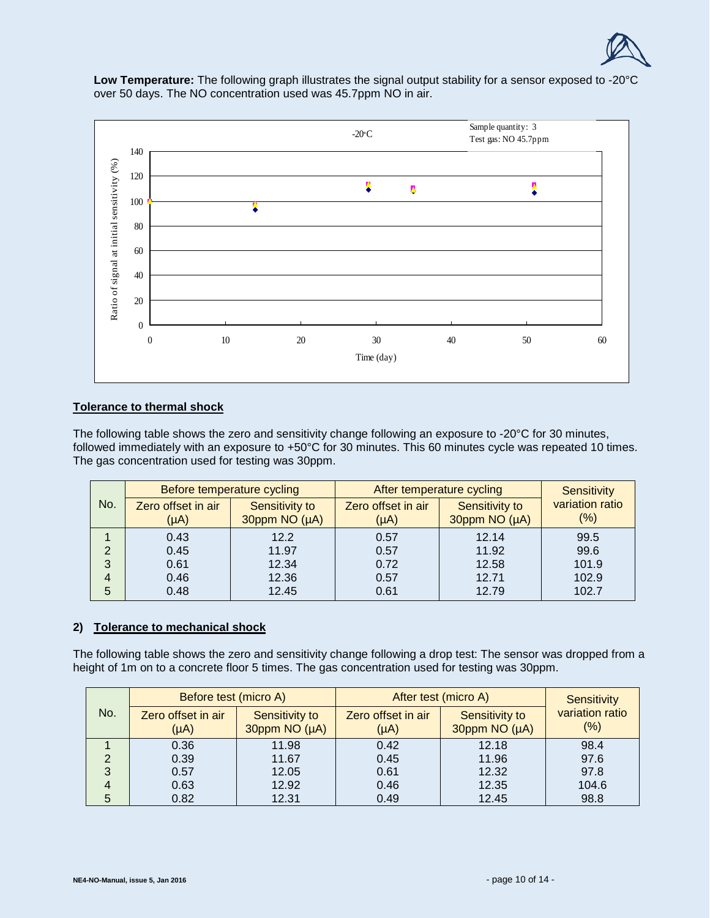**Low Temperature:** The following graph illustrates the signal output stability for a sensor exposed to -20°C over 50 days. The NO concentration used was 45.7ppm NO in air.

## Tolerance to thermal shock

The following table shows the zero and sensitivity change following an exposure to -20°C for 30 minutes, followed immediately with an exposure to +50°C for 30 minutes. This 60 minutes cycle was repeated 10 times. The gas concentration used for testing was 30ppm.

| No. | Before temperature cycling | | After temperature cycling | | Sensitivity variation ratio (%) |
|---|---|---|---|---|---|
| | Zero offset in air (μA) | Sensitivity to 30ppm NO (μA) | Zero offset in air (μA) | Sensitivity to 30ppm NO (μA) | |
| 1 | 0.43 | 12.2 | 0.57 | 12.14 | 99.5 |
| 2 | 0.45 | 11.97 | 0.57 | 11.92 | 99.6 |
| 3 | 0.61 | 12.34 | 0.72 | 12.58 | 101.9 |
| 4 | 0.46 | 12.36 | 0.57 | 12.71 | 102.9 |
| 5 | 0.48 | 12.45 | 0.61 | 12.79 | 102.7 |

## 2) Tolerance to mechanical shock

The following table shows the zero and sensitivity change following a drop test: The sensor was dropped from a height of 1m on to a concrete floor 5 times. The gas concentration used for testing was 30ppm.

| No. | Before test (micro A) | | After test (micro A) | | Sensitivity variation ratio (%) |
|---|---|---|---|---|---|
| | Zero offset in air (μA) | Sensitivity to 30ppm NO (μA) | Zero offset in air (μA) | Sensitivity to 30ppm NO (μA) | |
| 1 | 0.36 | 11.98 | 0.42 | 12.18 | 98.4 |
| 2 | 0.39 | 11.67 | 0.45 | 11.96 | 97.6 |
| 3 | 0.57 | 12.05 | 0.61 | 12.32 | 97.8 |
| 4 | 0.63 | 12.92 | 0.46 | 12.35 | 104.6 |
| 5 | 0.82 | 12.31 | 0.49 | 12.45 | 98.8 |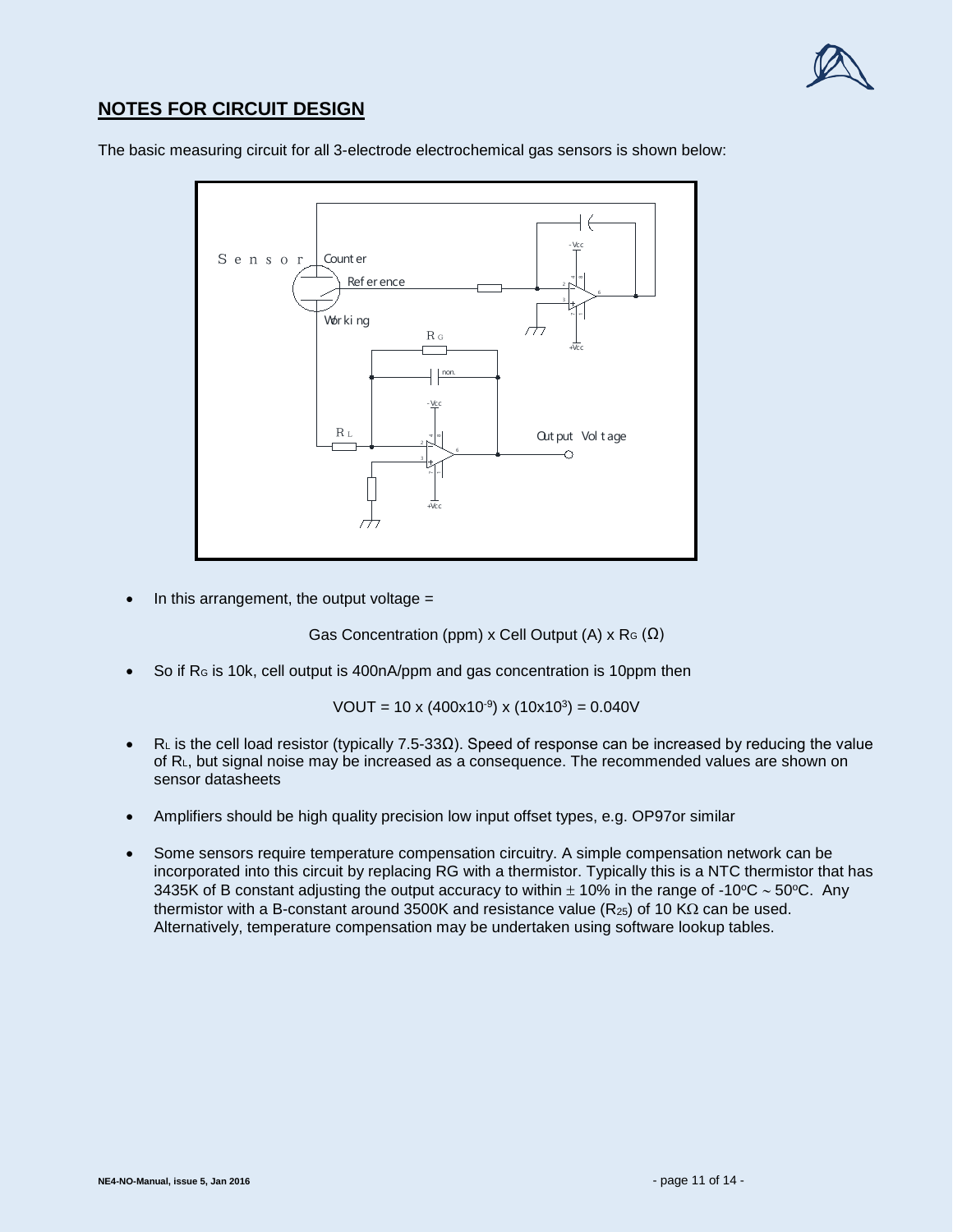## NOTES FOR CIRCUIT DESIGN

The basic measuring circuit for all 3-electrode electrochemical gas sensors is shown below:

- In this arrangement, the output voltage =

  Gas Concentration (ppm) x Cell Output (A) x $R_G$ ($\Omega$)

- So if $R_G$ is 10k, cell output is 400nA/ppm and gas concentration is 10ppm then

  $$VOUT = 10 \times (400 \times 10^{-9}) \times (10 \times 10^{3}) = 0.040V$$

- $R_L$ is the cell load resistor (typically 7.5-33Ω). Speed of response can be increased by reducing the value of $R_L$, but signal noise may be increased as a consequence. The recommended values are shown on sensor datasheets

- Amplifiers should be high quality precision low input offset types, e.g. OP97or similar

- Some sensors require temperature compensation circuitry. A simple compensation network can be incorporated into this circuit by replacing RG with a thermistor. Typically this is a NTC thermistor that has 3435K of B constant adjusting the output accuracy to within ± 10% in the range of -10°C ~ 50°C. Any thermistor with a B-constant around 3500K and resistance value ($R_{25}$) of 10 KΩ can be used. Alternatively, temperature compensation may be undertaken using software lookup tables.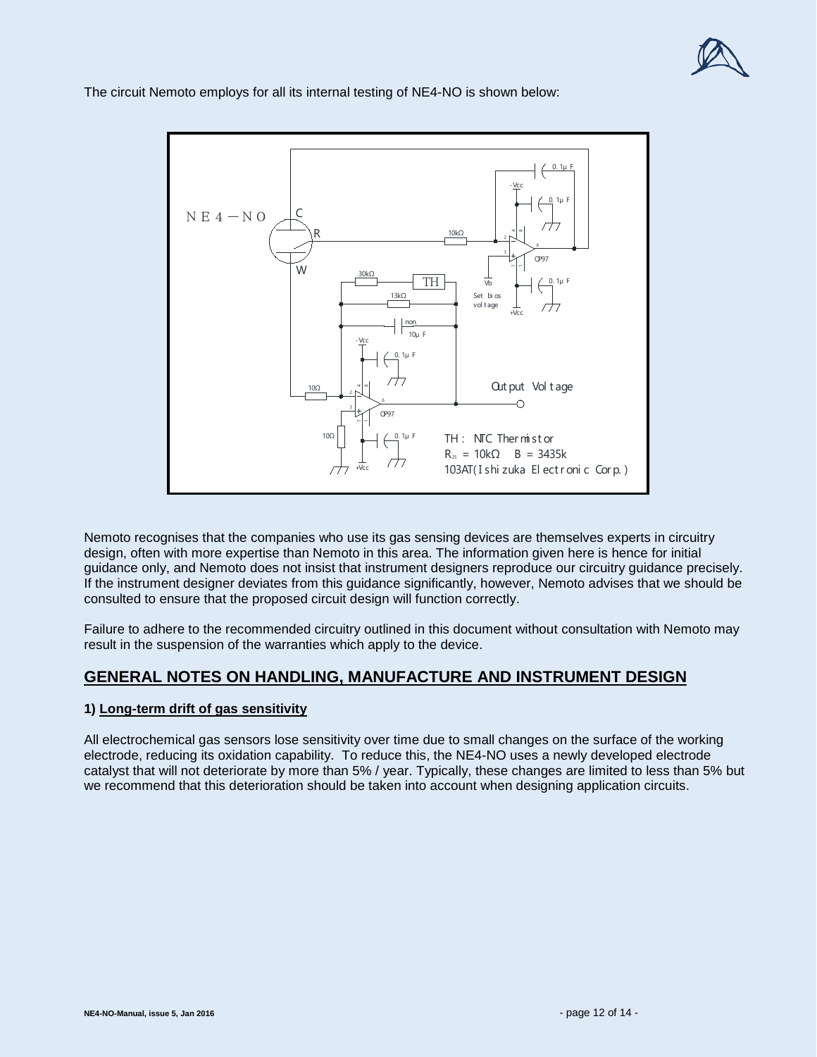The circuit Nemoto employs for all its internal testing of NE4-NO is shown below:

Nemoto recognises that the companies who use its gas sensing devices are themselves experts in circuitry design, often with more expertise than Nemoto in this area. The information given here is hence for initial guidance only, and Nemoto does not insist that instrument designers reproduce our circuitry guidance precisely. If the instrument designer deviates from this guidance significantly, however, Nemoto advises that we should be consulted to ensure that the proposed circuit design will function correctly.

Failure to adhere to the recommended circuitry outlined in this document without consultation with Nemoto may result in the suspension of the warranties which apply to the device.

## GENERAL NOTES ON HANDLING, MANUFACTURE AND INSTRUMENT DESIGN

### 1) Long-term drift of gas sensitivity

All electrochemical gas sensors lose sensitivity over time due to small changes on the surface of the working electrode, reducing its oxidation capability. To reduce this, the NE4-NO uses a newly developed electrode catalyst that will not deteriorate by more than 5% / year. Typically, these changes are limited to less than 5% but we recommend that this deterioration should be taken into account when designing application circuits.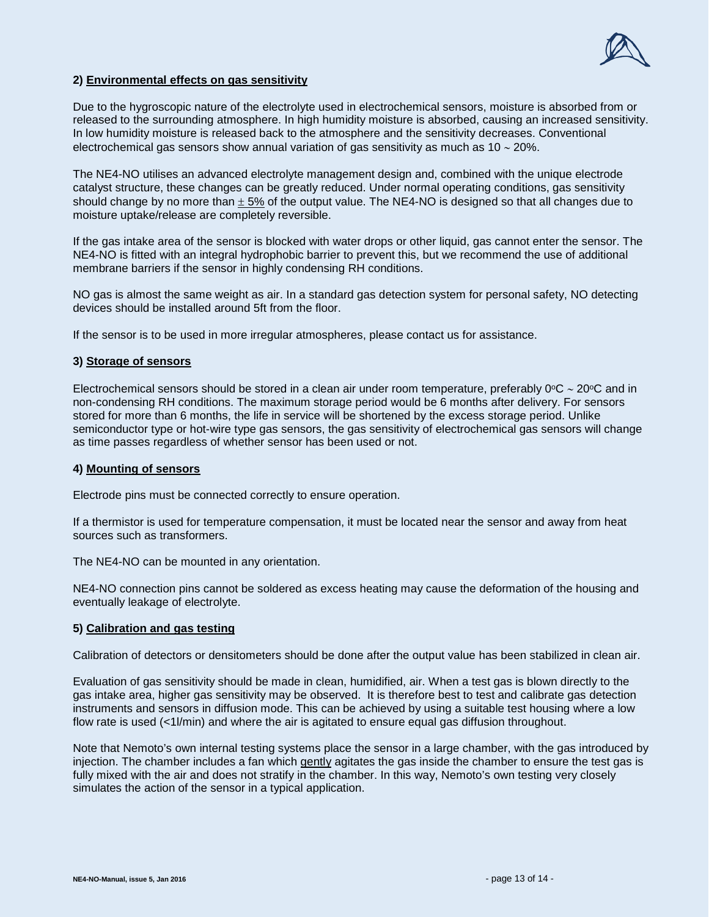## 2) <u>Environmental effects on gas sensitivity</u>

Due to the hygroscopic nature of the electrolyte used in electrochemical sensors, moisture is absorbed from or released to the surrounding atmosphere. In high humidity moisture is absorbed, causing an increased sensitivity. In low humidity moisture is released back to the atmosphere and the sensitivity decreases. Conventional electrochemical gas sensors show annual variation of gas sensitivity as much as 10 ~ 20%.

The NE4-NO utilises an advanced electrolyte management design and, combined with the unique electrode catalyst structure, these changes can be greatly reduced. Under normal operating conditions, gas sensitivity should change by no more than <u>± 5%</u> of the output value. The NE4-NO is designed so that all changes due to moisture uptake/release are completely reversible.

If the gas intake area of the sensor is blocked with water drops or other liquid, gas cannot enter the sensor. The NE4-NO is fitted with an integral hydrophobic barrier to prevent this, but we recommend the use of additional membrane barriers if the sensor in highly condensing RH conditions.

NO gas is almost the same weight as air. In a standard gas detection system for personal safety, NO detecting devices should be installed around 5ft from the floor.

If the sensor is to be used in more irregular atmospheres, please contact us for assistance.

## 3) <u>Storage of sensors</u>

Electrochemical sensors should be stored in a clean air under room temperature, preferably $0^{o}C$ ~ $20^{o}C$ and in non-condensing RH conditions. The maximum storage period would be 6 months after delivery. For sensors stored for more than 6 months, the life in service will be shortened by the excess storage period. Unlike semiconductor type or hot-wire type gas sensors, the gas sensitivity of electrochemical gas sensors will change as time passes regardless of whether sensor has been used or not.

## 4) <u>Mounting of sensors</u>

Electrode pins must be connected correctly to ensure operation.

If a thermistor is used for temperature compensation, it must be located near the sensor and away from heat sources such as transformers.

The NE4-NO can be mounted in any orientation.

NE4-NO connection pins cannot be soldered as excess heating may cause the deformation of the housing and eventually leakage of electrolyte.

## 5) <u>Calibration and gas testing</u>

Calibration of detectors or densitometers should be done after the output value has been stabilized in clean air.

Evaluation of gas sensitivity should be made in clean, humidified, air. When a test gas is blown directly to the gas intake area, higher gas sensitivity may be observed. It is therefore best to test and calibrate gas detection instruments and sensors in diffusion mode. This can be achieved by using a suitable test housing where a low flow rate is used (<1l/min) and where the air is agitated to ensure equal gas diffusion throughout.

Note that Nemoto's own internal testing systems place the sensor in a large chamber, with the gas introduced by injection. The chamber includes a fan which <u>gently</u> agitates the gas inside the chamber to ensure the test gas is fully mixed with the air and does not stratify in the chamber. In this way, Nemoto's own testing very closely simulates the action of the sensor in a typical application.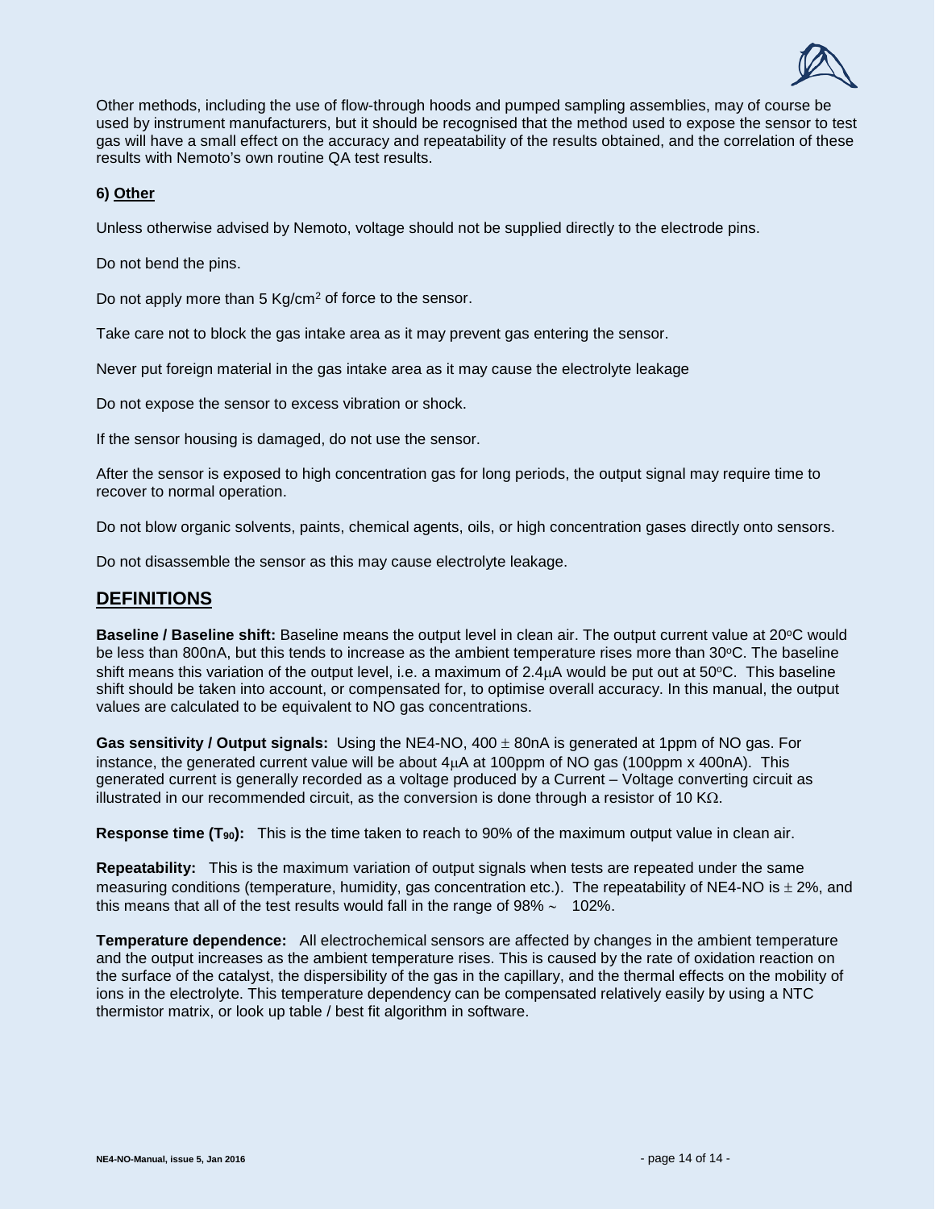Other methods, including the use of flow-through hoods and pumped sampling assemblies, may of course be used by instrument manufacturers, but it should be recognised that the method used to expose the sensor to test gas will have a small effect on the accuracy and repeatability of the results obtained, and the correlation of these results with Nemoto's own routine QA test results.

**6) Other**

Unless otherwise advised by Nemoto, voltage should not be supplied directly to the electrode pins.

Do not bend the pins.

Do not apply more than 5 Kg/cm$^2$ of force to the sensor.

Take care not to block the gas intake area as it may prevent gas entering the sensor.

Never put foreign material in the gas intake area as it may cause the electrolyte leakage

Do not expose the sensor to excess vibration or shock.

If the sensor housing is damaged, do not use the sensor.

After the sensor is exposed to high concentration gas for long periods, the output signal may require time to recover to normal operation.

Do not blow organic solvents, paints, chemical agents, oils, or high concentration gases directly onto sensors.

Do not disassemble the sensor as this may cause electrolyte leakage.

## DEFINITIONS

**Baseline / Baseline shift:** Baseline means the output level in clean air. The output current value at 20$^o$C would be less than 800nA, but this tends to increase as the ambient temperature rises more than 30$^o$C. The baseline shift means this variation of the output level, i.e. a maximum of 2.4μA would be put out at 50$^o$C. This baseline shift should be taken into account, or compensated for, to optimise overall accuracy. In this manual, the output values are calculated to be equivalent to NO gas concentrations.

**Gas sensitivity / Output signals:** Using the NE4-NO, 400 ± 80nA is generated at 1ppm of NO gas. For instance, the generated current value will be about 4μA at 100ppm of NO gas (100ppm x 400nA). This generated current is generally recorded as a voltage produced by a Current – Voltage converting circuit as illustrated in our recommended circuit, as the conversion is done through a resistor of 10 KΩ.

**Response time ($T_{90}$):** This is the time taken to reach to 90% of the maximum output value in clean air.

**Repeatability:** This is the maximum variation of output signals when tests are repeated under the same measuring conditions (temperature, humidity, gas concentration etc.). The repeatability of NE4-NO is ± 2%, and this means that all of the test results would fall in the range of 98% ~ 102%.

**Temperature dependence:** All electrochemical sensors are affected by changes in the ambient temperature and the output increases as the ambient temperature rises. This is caused by the rate of oxidation reaction on the surface of the catalyst, the dispersibility of the gas in the capillary, and the thermal effects on the mobility of ions in the electrolyte. This temperature dependency can be compensated relatively easily by using a NTC thermistor matrix, or look up table / best fit algorithm in software.